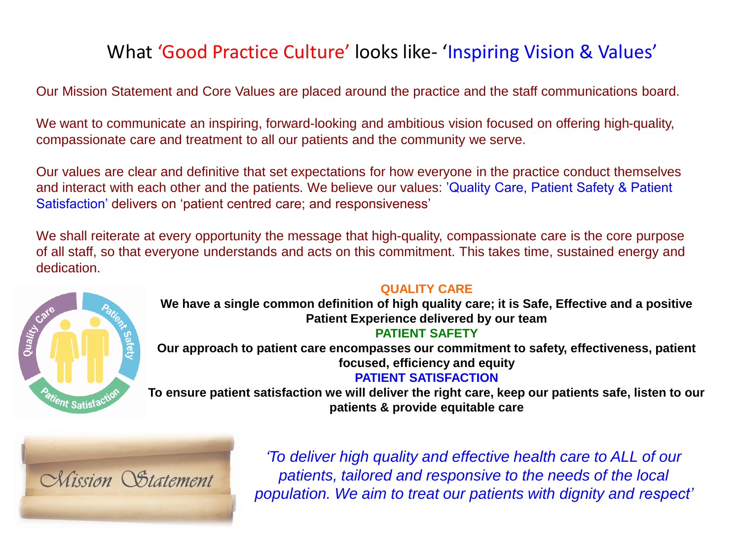# What 'Good Practice Culture' looks like- 'Inspiring Vision & Values'

Our Mission Statement and Core Values are placed around the practice and the staff communications board.

We want to communicate an inspiring, forward-looking and ambitious vision focused on offering high-quality, compassionate care and treatment to all our patients and the community we serve.

Our values are clear and definitive that set expectations for how everyone in the practice conduct themselves and interact with each other and the patients. We believe our values: 'Quality Care, Patient Safety & Patient Satisfaction' delivers on 'patient centred care; and responsiveness'

We shall reiterate at every opportunity the message that high-quality, compassionate care is the core purpose of all staff, so that everyone understands and acts on this commitment. This takes time, sustained energy and dedication.

**QUALITY CARE**

**We have a single common definition of high quality care; it is Safe, Effective and a positive Patient Experience delivered by our team**

**PATIENT SAFETY**

**Our approach to patient care encompasses our commitment to safety, effectiveness, patient focused, efficiency and equity**

**PATIENT SATISFACTION**

**To ensure patient satisfaction we will deliver the right care, keep our patients safe, listen to our patients & provide equitable care**

Mission Statement

*'To deliver high quality and effective health care to ALL of our patients, tailored and responsive to the needs of the local population. We aim to treat our patients with dignity and respect'*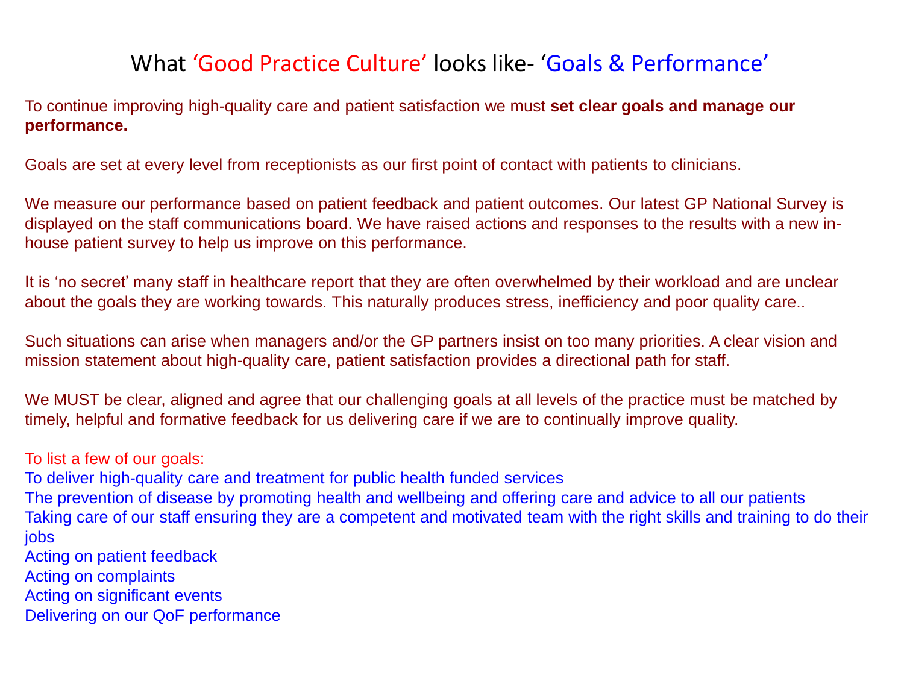# What 'Good Practice Culture' looks like- 'Goals & Performance'

To continue improving high-quality care and patient satisfaction we must **set clear goals and manage our performance.**

Goals are set at every level from receptionists as our first point of contact with patients to clinicians.

We measure our performance based on patient feedback and patient outcomes. Our latest GP National Survey is displayed on the staff communications board. We have raised actions and responses to the results with a new in-house patient survey to help us improve on this performance.

It is 'no secret' many staff in healthcare report that they are often overwhelmed by their workload and are unclear about the goals they are working towards. This naturally produces stress, inefficiency and poor quality care..

Such situations can arise when managers and/or the GP partners insist on too many priorities. A clear vision and mission statement about high-quality care, patient satisfaction provides a directional path for staff.

We MUST be clear, aligned and agree that our challenging goals at all levels of the practice must be matched by timely, helpful and formative feedback for us delivering care if we are to continually improve quality.

To list a few of our goals:

To deliver high-quality care and treatment for public health funded services
The prevention of disease by promoting health and wellbeing and offering care and advice to all our patients
Taking care of our staff ensuring they are a competent and motivated team with the right skills and training to do their jobs
Acting on patient feedback
Acting on complaints
Acting on significant events
Delivering on our QoF performance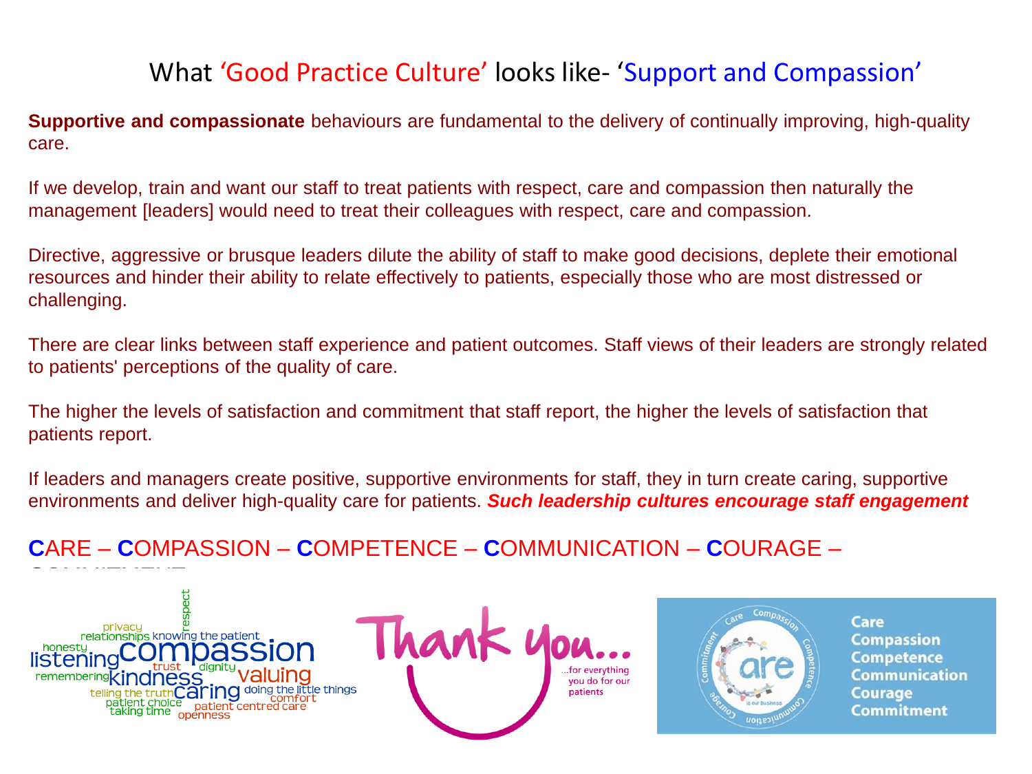# What 'Good Practice Culture' looks like- 'Support and Compassion'

**Supportive and compassionate** behaviours are fundamental to the delivery of continually improving, high-quality care.

If we develop, train and want our staff to treat patients with respect, care and compassion then naturally the management [leaders] would need to treat their colleagues with respect, care and compassion.

Directive, aggressive or brusque leaders dilute the ability of staff to make good decisions, deplete their emotional resources and hinder their ability to relate effectively to patients, especially those who are most distressed or challenging.

There are clear links between staff experience and patient outcomes. Staff views of their leaders are strongly related to patients' perceptions of the quality of care.

The higher the levels of satisfaction and commitment that staff report, the higher the levels of satisfaction that patients report.

If leaders and managers create positive, supportive environments for staff, they in turn create caring, supportive environments and deliver high-quality care for patients. ***Such leadership cultures encourage staff engagement***

**C**ARE – **C**OMPASSION – **C**OMPETENCE – **C**OMMUNICATION – **C**OURAGE – **C**OMMITMENT

privacy respect relationships knowing the patient honesty listening compassion remembering kindness trust dignity valuing telling the truth caring doing the little things patient choice comfort taking time patient centred care openness

Thank you... ...for everything you do for our patients

Care Compassion Competence Communication Courage Commitment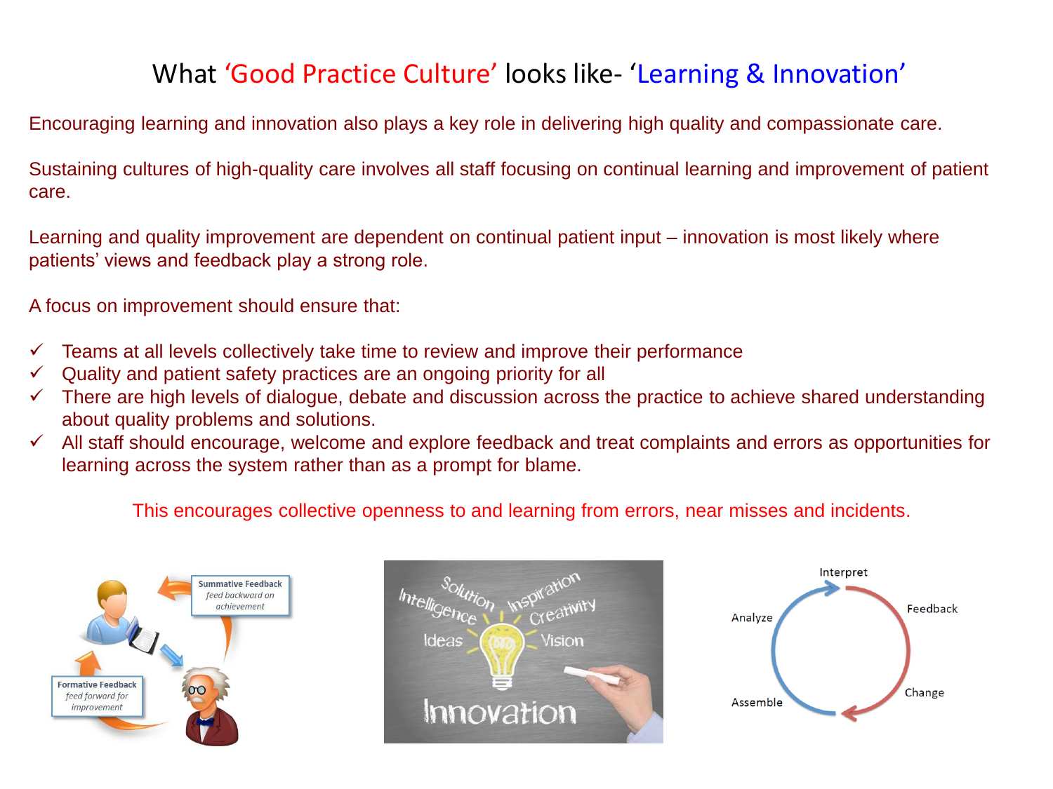# What 'Good Practice Culture' looks like- 'Learning & Innovation'

Encouraging learning and innovation also plays a key role in delivering high quality and compassionate care.

Sustaining cultures of high-quality care involves all staff focusing on continual learning and improvement of patient care.

Learning and quality improvement are dependent on continual patient input – innovation is most likely where patients' views and feedback play a strong role.

A focus on improvement should ensure that:

- ✓ Teams at all levels collectively take time to review and improve their performance
- ✓ Quality and patient safety practices are an ongoing priority for all
- ✓ There are high levels of dialogue, debate and discussion across the practice to achieve shared understanding about quality problems and solutions.
- ✓ All staff should encourage, welcome and explore feedback and treat complaints and errors as opportunities for learning across the system rather than as a prompt for blame.

This encourages collective openness to and learning from errors, near misses and incidents.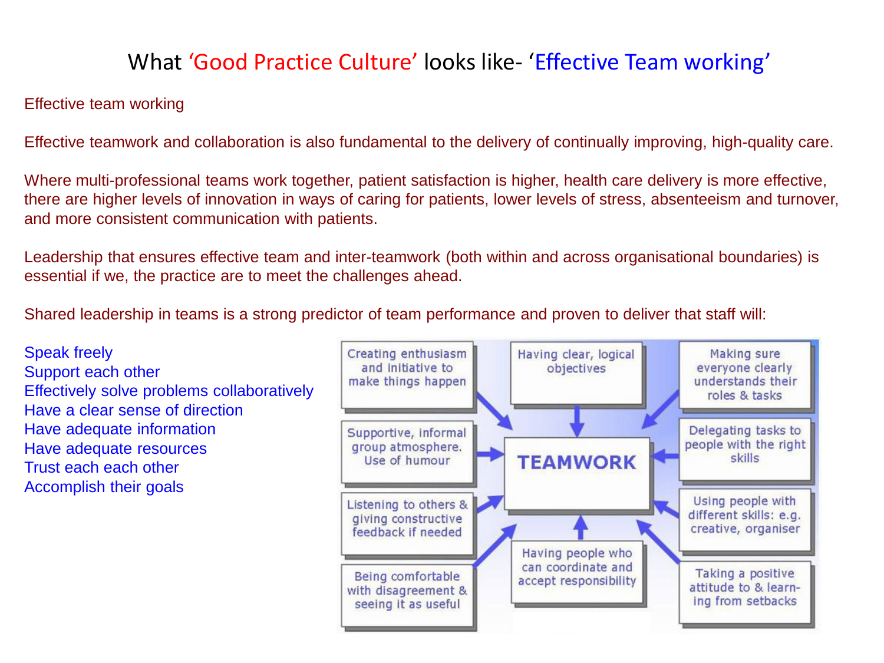# What 'Good Practice Culture' looks like- 'Effective Team working'

Effective team working

Effective teamwork and collaboration is also fundamental to the delivery of continually improving, high-quality care.

Where multi-professional teams work together, patient satisfaction is higher, health care delivery is more effective, there are higher levels of innovation in ways of caring for patients, lower levels of stress, absenteeism and turnover, and more consistent communication with patients.

Leadership that ensures effective team and inter-teamwork (both within and across organisational boundaries) is essential if we, the practice are to meet the challenges ahead.

Shared leadership in teams is a strong predictor of team performance and proven to deliver that staff will:

- Speak freely
- Support each other
- Effectively solve problems collaboratively
- Have a clear sense of direction
- Have adequate information
- Have adequate resources
- Trust each each other
- Accomplish their goals

TEAMWORK

Creating enthusiasm and initiative to make things happen

Having clear, logical objectives

Making sure everyone clearly understands their roles & tasks

Supportive, informal group atmosphere. Use of humour

Delegating tasks to people with the right skills

Listening to others & giving constructive feedback if needed

Using people with different skills: e.g. creative, organiser

Being comfortable with disagreement & seeing it as useful

Having people who can coordinate and accept responsibility

Taking a positive attitude to & learn-ing from setbacks